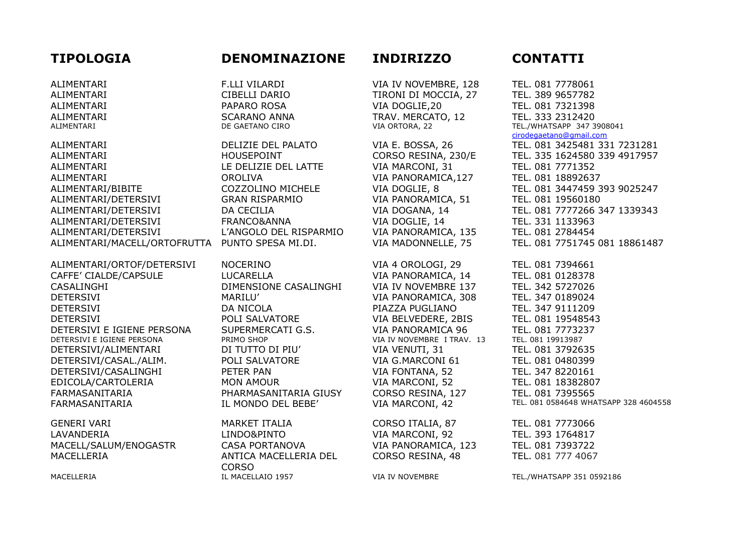| TIPOLOGIA | DENOMINAZIONE | INDIRIZZO | CONTATTI |
|---|---|---|---|
| ALIMENTARI | F.LLI VILARDI | VIA IV NOVEMBRE, 128 | TEL. 081 7778061 |
| ALIMENTARI | CIBELLI DARIO | TIRONI DI MOCCIA, 27 | TEL. 389 9657782 |
| ALIMENTARI | PAPARO ROSA | VIA DOGLIE,20 | TEL. 081 7321398 |
| ALIMENTARI | SCARANO ANNA | TRAV. MERCATO, 12 | TEL. 333 2312420 |
| ALIMENTARI | DE GAETANO CIRO | VIA ORTORA, 22 | TEL./WHATSAPP 347 3908041 cirodegaetano@gmail.com |
| ALIMENTARI | DELIZIE DEL PALATO | VIA E. BOSSA, 26 | TEL. 081 3425481 331 7231281 |
| ALIMENTARI | HOUSEPOINT | CORSO RESINA, 230/E | TEL. 335 1624580 339 4917957 |
| ALIMENTARI | LE DELIZIE DEL LATTE | VIA MARCONI, 31 | TEL. 081 7771352 |
| ALIMENTARI | OROLIVA | VIA PANORAMICA,127 | TEL. 081 18892637 |
| ALIMENTARI/BIBITE | COZZOLINO MICHELE | VIA DOGLIE, 8 | TEL. 081 3447459 393 9025247 |
| ALIMENTARI/DETERSIVI | GRAN RISPARMIO | VIA PANORAMICA, 51 | TEL. 081 19560180 |
| ALIMENTARI/DETERSIVI | DA CECILIA | VIA DOGANA, 14 | TEL. 081 7777266 347 1339343 |
| ALIMENTARI/DETERSIVI | FRANCO&ANNA | VIA DOGLIE, 14 | TEL. 331 1133963 |
| ALIMENTARI/DETERSIVI | L'ANGOLO DEL RISPARMIO | VIA PANORAMICA, 135 | TEL. 081 2784454 |
| ALIMENTARI/MACELL/ORTOFRUTTA | PUNTO SPESA MI.DI. | VIA MADONNELLE, 75 | TEL. 081 7751745 081 18861487 |
| ALIMENTARI/ORTOF/DETERSIVI | NOCERINO | VIA 4 OROLOGI, 29 | TEL. 081 7394661 |
| CAFFE' CIALDE/CAPSULE | LUCARELLA | VIA PANORAMICA, 14 | TEL. 081 0128378 |
| CASALINGHI | DIMENSIONE CASALINGHI | VIA IV NOVEMBRE 137 | TEL. 342 5727026 |
| DETERSIVI | MARILU' | VIA PANORAMICA, 308 | TEL. 347 0189024 |
| DETERSIVI | DA NICOLA | PIAZZA PUGLIANO | TEL. 347 9111209 |
| DETERSIVI | POLI SALVATORE | VIA BELVEDERE, 2BIS | TEL. 081 19548543 |
| DETERSIVI E IGIENE PERSONA | SUPERMERCATI G.S. | VIA PANORAMICA 96 | TEL. 081 7773237 |
| DETERSIVI E IGIENE PERSONA | PRIMO SHOP | VIA IV NOVEMBRE I TRAV. 13 | TEL. 081 19913987 |
| DETERSIVI/ALIMENTARI | DI TUTTO DI PIU' | VIA VENUTI, 31 | TEL. 081 3792635 |
| DETERSIVI/CASAL./ALIM. | POLI SALVATORE | VIA G.MARCONI 61 | TEL. 081 0480399 |
| DETERSIVI/CASALINGHI | PETER PAN | VIA FONTANA, 52 | TEL. 347 8220161 |
| EDICOLA/CARTOLERIA | MON AMOUR | VIA MARCONI, 52 | TEL. 081 18382807 |
| FARMASANITARIA | PHARMASANITARIA GIUSY | CORSO RESINA, 127 | TEL. 081 7395565 |
| FARMASANITARIA | IL MONDO DEL BEBE' | VIA MARCONI, 42 | TEL. 081 0584648 WHATSAPP 328 4604558 |
| GENERI VARI | MARKET ITALIA | CORSO ITALIA, 87 | TEL. 081 7773066 |
| LAVANDERIA | LINDO&PINTO | VIA MARCONI, 92 | TEL. 393 1764817 |
| MACELL/SALUM/ENOGASTR | CASA PORTANOVA | VIA PANORAMICA, 123 | TEL. 081 7393722 |
| MACELLERIA | ANTICA MACELLERIA DEL CORSO | CORSO RESINA, 48 | TEL. 081 777 4067 |
| MACELLERIA | IL MACELLAIO 1957 | VIA IV NOVEMBRE | TEL./WHATSAPP 351 0592186 |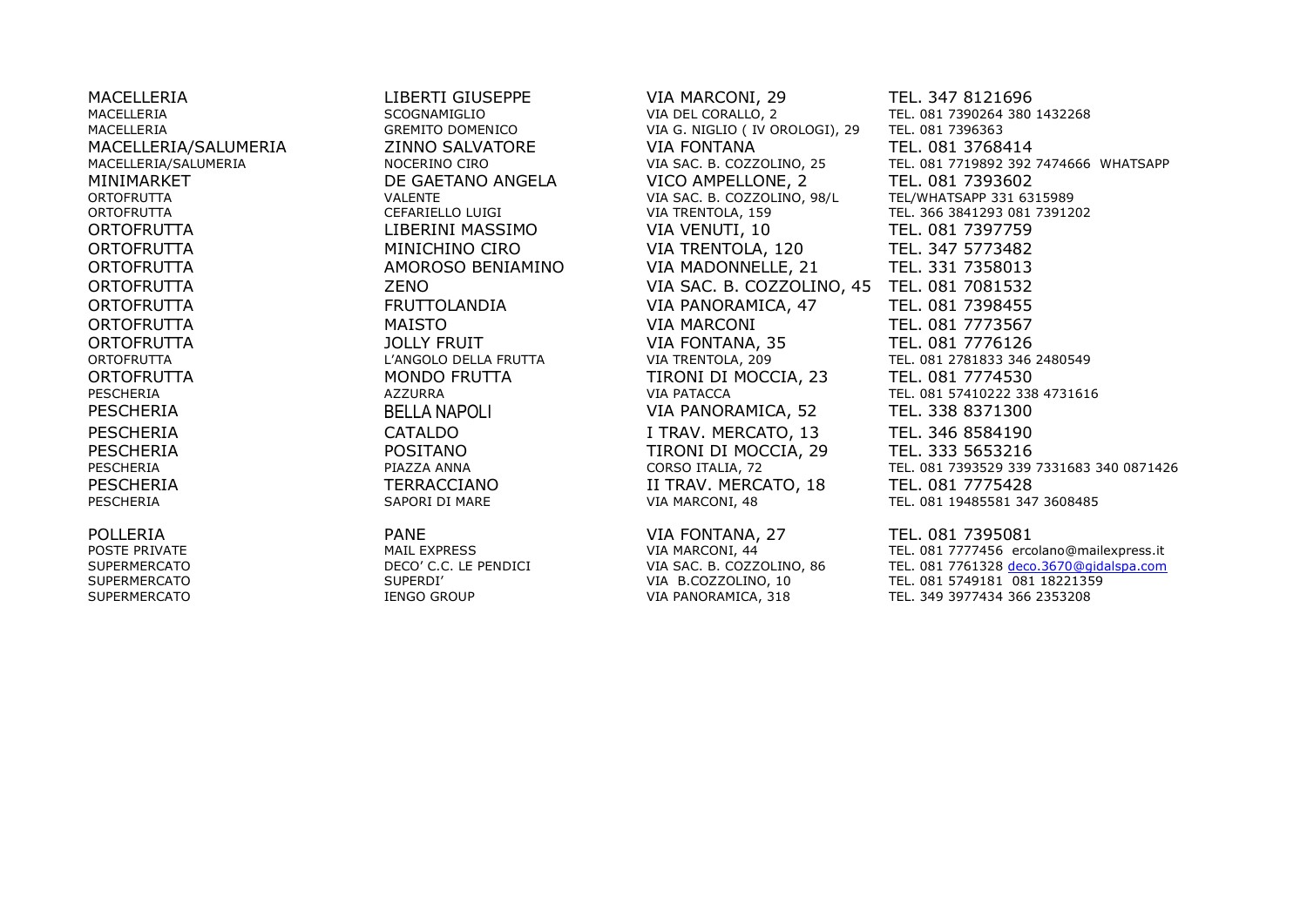| | | | |
|---|---|---|---|
| MACELLERIA | LIBERTI GIUSEPPE | VIA MARCONI, 29 | TEL. 347 8121696 |
| MACELLERIA | SCOGNAMIGLIO | VIA DEL CORALLO, 2 | TEL. 081 7390264 380 1432268 |
| MACELLERIA | GREMITO DOMENICO | VIA G. NIGLIO ( IV OROLOGI), 29 | TEL. 081 7396363 |
| MACELLERIA/SALUMERIA | ZINNO SALVATORE | VIA FONTANA | TEL. 081 3768414 |
| MACELLERIA/SALUMERIA | NOCERINO CIRO | VIA SAC. B. COZZOLINO, 25 | TEL. 081 7719892 392 7474666 WHATSAPP |
| MINIMARKET | DE GAETANO ANGELA | VICO AMPELLONE, 2 | TEL. 081 7393602 |
| ORTOFRUTTA | VALENTE | VIA SAC. B. COZZOLINO, 98/L | TEL/WHATSAPP 331 6315989 |
| ORTOFRUTTA | CEFARIELLO LUIGI | VIA TRENTOLA, 159 | TEL. 366 3841293 081 7391202 |
| ORTOFRUTTA | LIBERINI MASSIMO | VIA VENUTI, 10 | TEL. 081 7397759 |
| ORTOFRUTTA | MINICHINO CIRO | VIA TRENTOLA, 120 | TEL. 347 5773482 |
| ORTOFRUTTA | AMOROSO BENIAMINO | VIA MADONNELLE, 21 | TEL. 331 7358013 |
| ORTOFRUTTA | ZENO | VIA SAC. B. COZZOLINO, 45 | TEL. 081 7081532 |
| ORTOFRUTTA | FRUTTOLANDIA | VIA PANORAMICA, 47 | TEL. 081 7398455 |
| ORTOFRUTTA | MAISTO | VIA MARCONI | TEL. 081 7773567 |
| ORTOFRUTTA | JOLLY FRUIT | VIA FONTANA, 35 | TEL. 081 7776126 |
| ORTOFRUTTA | L'ANGOLO DELLA FRUTTA | VIA TRENTOLA, 209 | TEL. 081 2781833 346 2480549 |
| ORTOFRUTTA | MONDO FRUTTA | TIRONI DI MOCCIA, 23 | TEL. 081 7774530 |
| PESCHERIA | AZZURRA | VIA PATACCA | TEL. 081 57410222 338 4731616 |
| PESCHERIA | BELLA NAPOLI | VIA PANORAMICA, 52 | TEL. 338 8371300 |
| PESCHERIA | CATALDO | I TRAV. MERCATO, 13 | TEL. 346 8584190 |
| PESCHERIA | POSITANO | TIRONI DI MOCCIA, 29 | TEL. 333 5653216 |
| PESCHERIA | PIAZZA ANNA | CORSO ITALIA, 72 | TEL. 081 7393529 339 7331683 340 0871426 |
| PESCHERIA | TERRACCIANO | II TRAV. MERCATO, 18 | TEL. 081 7775428 |
| PESCHERIA | SAPORI DI MARE | VIA MARCONI, 48 | TEL. 081 19485581 347 3608485 |
| POLLERIA | PANE | VIA FONTANA, 27 | TEL. 081 7395081 |
| POSTE PRIVATE | MAIL EXPRESS | VIA MARCONI, 44 | TEL. 081 7777456 ercolano@mailexpress.it |
| SUPERMERCATO | DECO' C.C. LE PENDICI | VIA SAC. B. COZZOLINO, 86 | TEL. 081 7761328 deco.3670@gidalspa.com |
| SUPERMERCATO | SUPERDI' | VIA B.COZZOLINO, 10 | TEL. 081 5749181 081 18221359 |
| SUPERMERCATO | IENGO GROUP | VIA PANORAMICA, 318 | TEL. 349 3977434 366 2353208 |